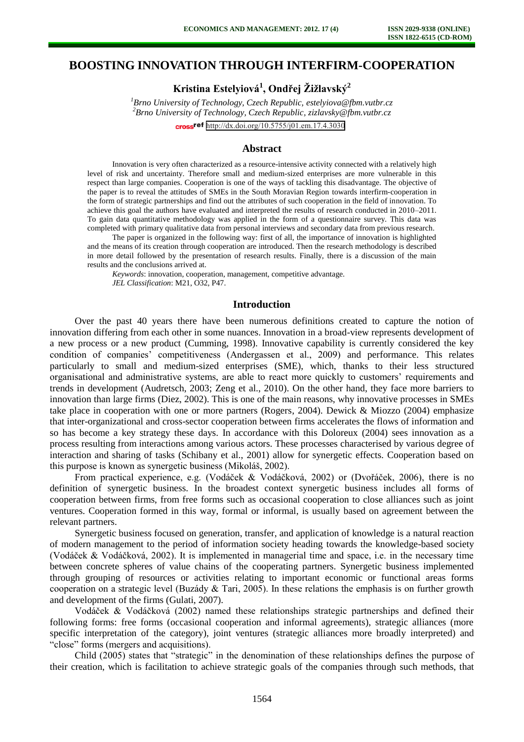# BOOSTING INNOVATION THROUGH INTERFIRM-COOPERATION

**Kristina Estelyiová[1], Ondřej Žižlavský[2]**

*[1]Brno University of Technology, Czech Republic, estelyiova@fbm.vutbr.cz*
*[2]Brno University of Technology, Czech Republic, zizlavsky@fbm.vutbr.cz*

http://dx.doi.org/10.5755/j01.em.17.4.3030

## Abstract

Innovation is very often characterized as a resource-intensive activity connected with a relatively high level of risk and uncertainty. Therefore small and medium-sized enterprises are more vulnerable in this respect than large companies. Cooperation is one of the ways of tackling this disadvantage. The objective of the paper is to reveal the attitudes of SMEs in the South Moravian Region towards interfirm-cooperation in the form of strategic partnerships and find out the attributes of such cooperation in the field of innovation. To achieve this goal the authors have evaluated and interpreted the results of research conducted in 2010–2011. To gain data quantitative methodology was applied in the form of a questionnaire survey. This data was completed with primary qualitative data from personal interviews and secondary data from previous research.

The paper is organized in the following way: first of all, the importance of innovation is highlighted and the means of its creation through cooperation are introduced. Then the research methodology is described in more detail followed by the presentation of research results. Finally, there is a discussion of the main results and the conclusions arrived at.

*Keywords*: innovation, cooperation, management, competitive advantage.
*JEL Classification*: M21, O32, P47.

## Introduction

Over the past 40 years there have been numerous definitions created to capture the notion of innovation differing from each other in some nuances. Innovation in a broad-view represents development of a new process or a new product (Cumming, 1998). Innovative capability is currently considered the key condition of companies' competitiveness (Andergassen et al., 2009) and performance. This relates particularly to small and medium-sized enterprises (SME), which, thanks to their less structured organisational and administrative systems, are able to react more quickly to customers' requirements and trends in development (Audretsch, 2003; Zeng et al., 2010). On the other hand, they face more barriers to innovation than large firms (Diez, 2002). This is one of the main reasons, why innovative processes in SMEs take place in cooperation with one or more partners (Rogers, 2004). Dewick & Miozzo (2004) emphasize that inter-organizational and cross-sector cooperation between firms accelerates the flows of information and so has become a key strategy these days. In accordance with this Doloreux (2004) sees innovation as a process resulting from interactions among various actors. These processes characterised by various degree of interaction and sharing of tasks (Schibany et al., 2001) allow for synergetic effects. Cooperation based on this purpose is known as synergetic business (Mikoláš, 2002).

From practical experience, e.g. (Vodáček & Vodáčková, 2002) or (Dvořáček, 2006), there is no definition of synergetic business. In the broadest context synergetic business includes all forms of cooperation between firms, from free forms such as occasional cooperation to close alliances such as joint ventures. Cooperation formed in this way, formal or informal, is usually based on agreement between the relevant partners.

Synergetic business focused on generation, transfer, and application of knowledge is a natural reaction of modern management to the period of information society heading towards the knowledge-based society (Vodáček & Vodáčková, 2002). It is implemented in managerial time and space, i.e. in the necessary time between concrete spheres of value chains of the cooperating partners. Synergetic business implemented through grouping of resources or activities relating to important economic or functional areas forms cooperation on a strategic level (Buzády & Tari, 2005). In these relations the emphasis is on further growth and development of the firms (Gulati, 2007).

Vodáček & Vodáčková (2002) named these relationships strategic partnerships and defined their following forms: free forms (occasional cooperation and informal agreements), strategic alliances (more specific interpretation of the category), joint ventures (strategic alliances more broadly interpreted) and "close" forms (mergers and acquisitions).

Child (2005) states that "strategic" in the denomination of these relationships defines the purpose of their creation, which is facilitation to achieve strategic goals of the companies through such methods, that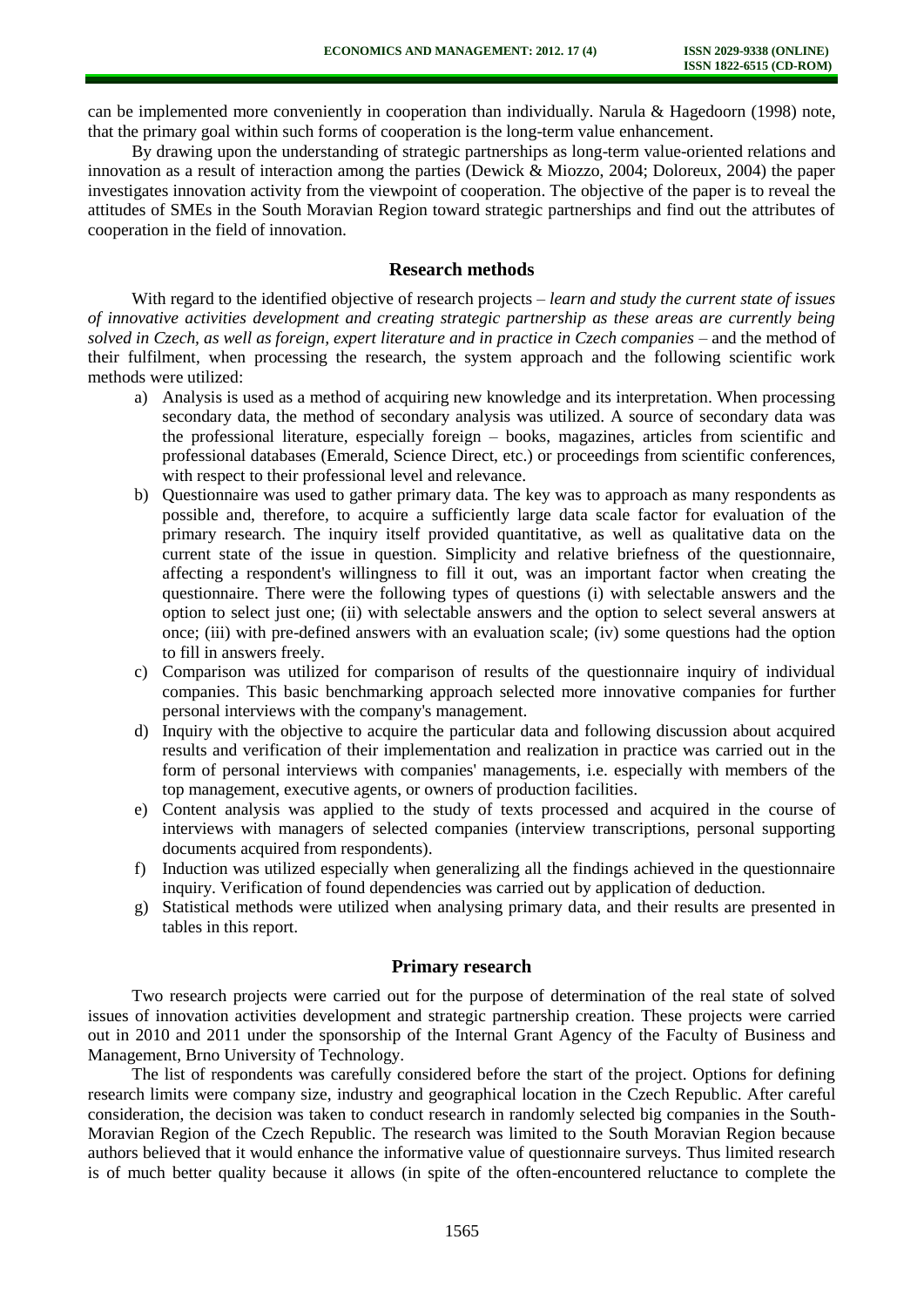can be implemented more conveniently in cooperation than individually. Narula & Hagedoorn (1998) note, that the primary goal within such forms of cooperation is the long-term value enhancement.

By drawing upon the understanding of strategic partnerships as long-term value-oriented relations and innovation as a result of interaction among the parties (Dewick & Miozzo, 2004; Doloreux, 2004) the paper investigates innovation activity from the viewpoint of cooperation. The objective of the paper is to reveal the attitudes of SMEs in the South Moravian Region toward strategic partnerships and find out the attributes of cooperation in the field of innovation.

## Research methods

With regard to the identified objective of research projects – *learn and study the current state of issues of innovative activities development and creating strategic partnership as these areas are currently being solved in Czech, as well as foreign, expert literature and in practice in Czech companies* – and the method of their fulfilment, when processing the research, the system approach and the following scientific work methods were utilized:

a) Analysis is used as a method of acquiring new knowledge and its interpretation. When processing secondary data, the method of secondary analysis was utilized. A source of secondary data was the professional literature, especially foreign – books, magazines, articles from scientific and professional databases (Emerald, Science Direct, etc.) or proceedings from scientific conferences, with respect to their professional level and relevance.
b) Questionnaire was used to gather primary data. The key was to approach as many respondents as possible and, therefore, to acquire a sufficiently large data scale factor for evaluation of the primary research. The inquiry itself provided quantitative, as well as qualitative data on the current state of the issue in question. Simplicity and relative briefness of the questionnaire, affecting a respondent's willingness to fill it out, was an important factor when creating the questionnaire. There were the following types of questions (i) with selectable answers and the option to select just one; (ii) with selectable answers and the option to select several answers at once; (iii) with pre-defined answers with an evaluation scale; (iv) some questions had the option to fill in answers freely.
c) Comparison was utilized for comparison of results of the questionnaire inquiry of individual companies. This basic benchmarking approach selected more innovative companies for further personal interviews with the company's management.
d) Inquiry with the objective to acquire the particular data and following discussion about acquired results and verification of their implementation and realization in practice was carried out in the form of personal interviews with companies' managements, i.e. especially with members of the top management, executive agents, or owners of production facilities.
e) Content analysis was applied to the study of texts processed and acquired in the course of interviews with managers of selected companies (interview transcriptions, personal supporting documents acquired from respondents).
f) Induction was utilized especially when generalizing all the findings achieved in the questionnaire inquiry. Verification of found dependencies was carried out by application of deduction.
g) Statistical methods were utilized when analysing primary data, and their results are presented in tables in this report.

## Primary research

Two research projects were carried out for the purpose of determination of the real state of solved issues of innovation activities development and strategic partnership creation. These projects were carried out in 2010 and 2011 under the sponsorship of the Internal Grant Agency of the Faculty of Business and Management, Brno University of Technology.

The list of respondents was carefully considered before the start of the project. Options for defining research limits were company size, industry and geographical location in the Czech Republic. After careful consideration, the decision was taken to conduct research in randomly selected big companies in the South-Moravian Region of the Czech Republic. The research was limited to the South Moravian Region because authors believed that it would enhance the informative value of questionnaire surveys. Thus limited research is of much better quality because it allows (in spite of the often-encountered reluctance to complete the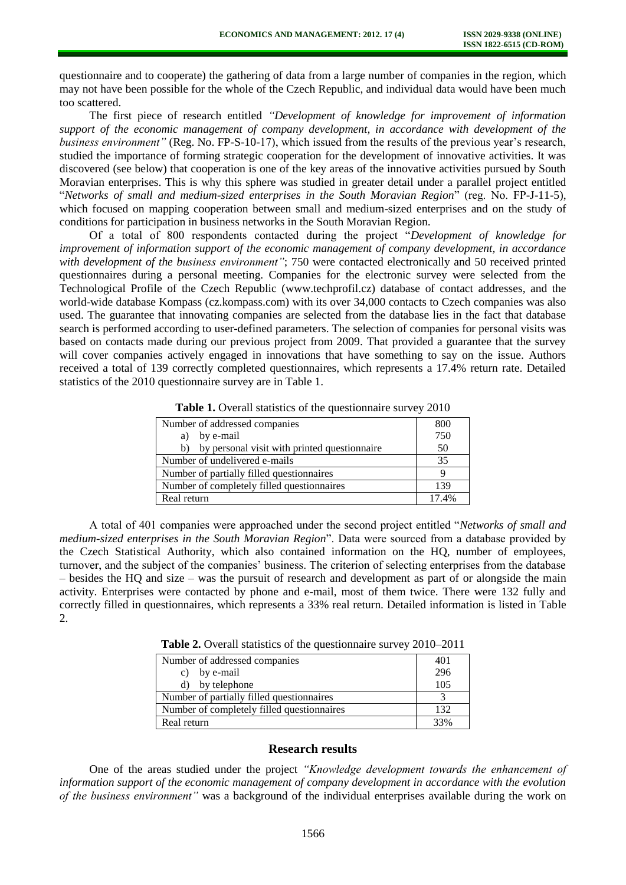questionnaire and to cooperate) the gathering of data from a large number of companies in the region, which may not have been possible for the whole of the Czech Republic, and individual data would have been much too scattered.

The first piece of research entitled *"Development of knowledge for improvement of information support of the economic management of company development, in accordance with development of the business environment"* (Reg. No. FP-S-10-17), which issued from the results of the previous year's research, studied the importance of forming strategic cooperation for the development of innovative activities. It was discovered (see below) that cooperation is one of the key areas of the innovative activities pursued by South Moravian enterprises. This is why this sphere was studied in greater detail under a parallel project entitled "*Networks of small and medium-sized enterprises in the South Moravian Region*" (reg. No. FP-J-11-5), which focused on mapping cooperation between small and medium-sized enterprises and on the study of conditions for participation in business networks in the South Moravian Region.

Of a total of 800 respondents contacted during the project "*Development of knowledge for improvement of information support of the economic management of company development, in accordance with development of the business environment"*; 750 were contacted electronically and 50 received printed questionnaires during a personal meeting. Companies for the electronic survey were selected from the Technological Profile of the Czech Republic (www.techprofil.cz) database of contact addresses, and the world-wide database Kompass (cz.kompass.com) with its over 34,000 contacts to Czech companies was also used. The guarantee that innovating companies are selected from the database lies in the fact that database search is performed according to user-defined parameters. The selection of companies for personal visits was based on contacts made during our previous project from 2009. That provided a guarantee that the survey will cover companies actively engaged in innovations that have something to say on the issue. Authors received a total of 139 correctly completed questionnaires, which represents a 17.4% return rate. Detailed statistics of the 2010 questionnaire survey are in Table 1.

**Table 1.** Overall statistics of the questionnaire survey 2010

| Number of addressed companies | 800 |
|---|---|
| a) by e-mail | 750 |
| b) by personal visit with printed questionnaire | 50 |
| Number of undelivered e-mails | 35 |
| Number of partially filled questionnaires | 9 |
| Number of completely filled questionnaires | 139 |
| Real return | 17.4% |

A total of 401 companies were approached under the second project entitled "*Networks of small and medium-sized enterprises in the South Moravian Region*". Data were sourced from a database provided by the Czech Statistical Authority, which also contained information on the HQ, number of employees, turnover, and the subject of the companies' business. The criterion of selecting enterprises from the database – besides the HQ and size – was the pursuit of research and development as part of or alongside the main activity. Enterprises were contacted by phone and e-mail, most of them twice. There were 132 fully and correctly filled in questionnaires, which represents a 33% real return. Detailed information is listed in Table 2.

**Table 2.** Overall statistics of the questionnaire survey 2010–2011

| Number of addressed companies | 401 |
|---|---|
| c) by e-mail | 296 |
| d) by telephone | 105 |
| Number of partially filled questionnaires | 3 |
| Number of completely filled questionnaires | 132 |
| Real return | 33% |

## Research results

One of the areas studied under the project *"Knowledge development towards the enhancement of information support of the economic management of company development in accordance with the evolution of the business environment"* was a background of the individual enterprises available during the work on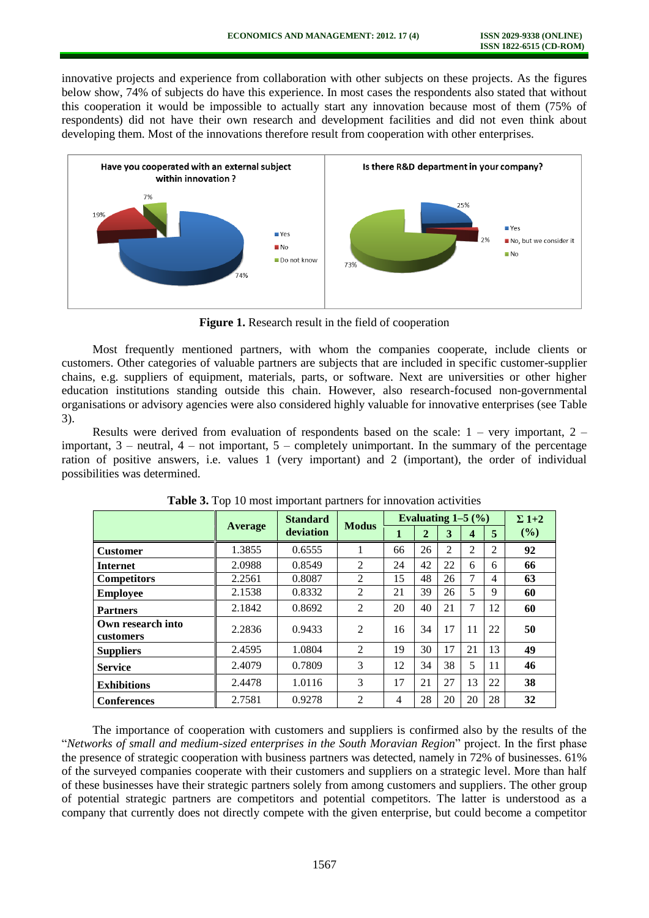innovative projects and experience from collaboration with other subjects on these projects. As the figures below show, 74% of subjects do have this experience. In most cases the respondents also stated that without this cooperation it would be impossible to actually start any innovation because most of them (75% of respondents) did not have their own research and development facilities and did not even think about developing them. Most of the innovations therefore result from cooperation with other enterprises.

**Figure 1.** Research result in the field of cooperation

Most frequently mentioned partners, with whom the companies cooperate, include clients or customers. Other categories of valuable partners are subjects that are included in specific customer-supplier chains, e.g. suppliers of equipment, materials, parts, or software. Next are universities or other higher education institutions standing outside this chain. However, also research-focused non-governmental organisations or advisory agencies were also considered highly valuable for innovative enterprises (see Table 3).

Results were derived from evaluation of respondents based on the scale: 1 – very important, 2 – important, 3 – neutral, 4 – not important, 5 – completely unimportant. In the summary of the percentage ration of positive answers, i.e. values 1 (very important) and 2 (important), the order of individual possibilities was determined.

**Table 3.** Top 10 most important partners for innovation activities

| | Average | Standard deviation | Modus | Evaluating 1–5 (%) | | | | | Σ 1+2 (%) |
|---|---|---|---|---|---|---|---|---|---|
| | | | | 1 | 2 | 3 | 4 | 5 | |
| **Customer** | 1.3855 | 0.6555 | 1 | 66 | 26 | 2 | 2 | 2 | **92** |
| **Internet** | 2.0988 | 0.8549 | 2 | 24 | 42 | 22 | 6 | 6 | **66** |
| **Competitors** | 2.2561 | 0.8087 | 2 | 15 | 48 | 26 | 7 | 4 | **63** |
| **Employee** | 2.1538 | 0.8332 | 2 | 21 | 39 | 26 | 5 | 9 | **60** |
| **Partners** | 2.1842 | 0.8692 | 2 | 20 | 40 | 21 | 7 | 12 | **60** |
| **Own research into customers** | 2.2836 | 0.9433 | 2 | 16 | 34 | 17 | 11 | 22 | **50** |
| **Suppliers** | 2.4595 | 1.0804 | 2 | 19 | 30 | 17 | 21 | 13 | **49** |
| **Service** | 2.4079 | 0.7809 | 3 | 12 | 34 | 38 | 5 | 11 | **46** |
| **Exhibitions** | 2.4478 | 1.0116 | 3 | 17 | 21 | 27 | 13 | 22 | **38** |
| **Conferences** | 2.7581 | 0.9278 | 2 | 4 | 28 | 20 | 20 | 28 | **32** |

The importance of cooperation with customers and suppliers is confirmed also by the results of the "*Networks of small and medium-sized enterprises in the South Moravian Region*" project. In the first phase the presence of strategic cooperation with business partners was detected, namely in 72% of businesses. 61% of the surveyed companies cooperate with their customers and suppliers on a strategic level. More than half of these businesses have their strategic partners solely from among customers and suppliers. The other group of potential strategic partners are competitors and potential competitors. The latter is understood as a company that currently does not directly compete with the given enterprise, but could become a competitor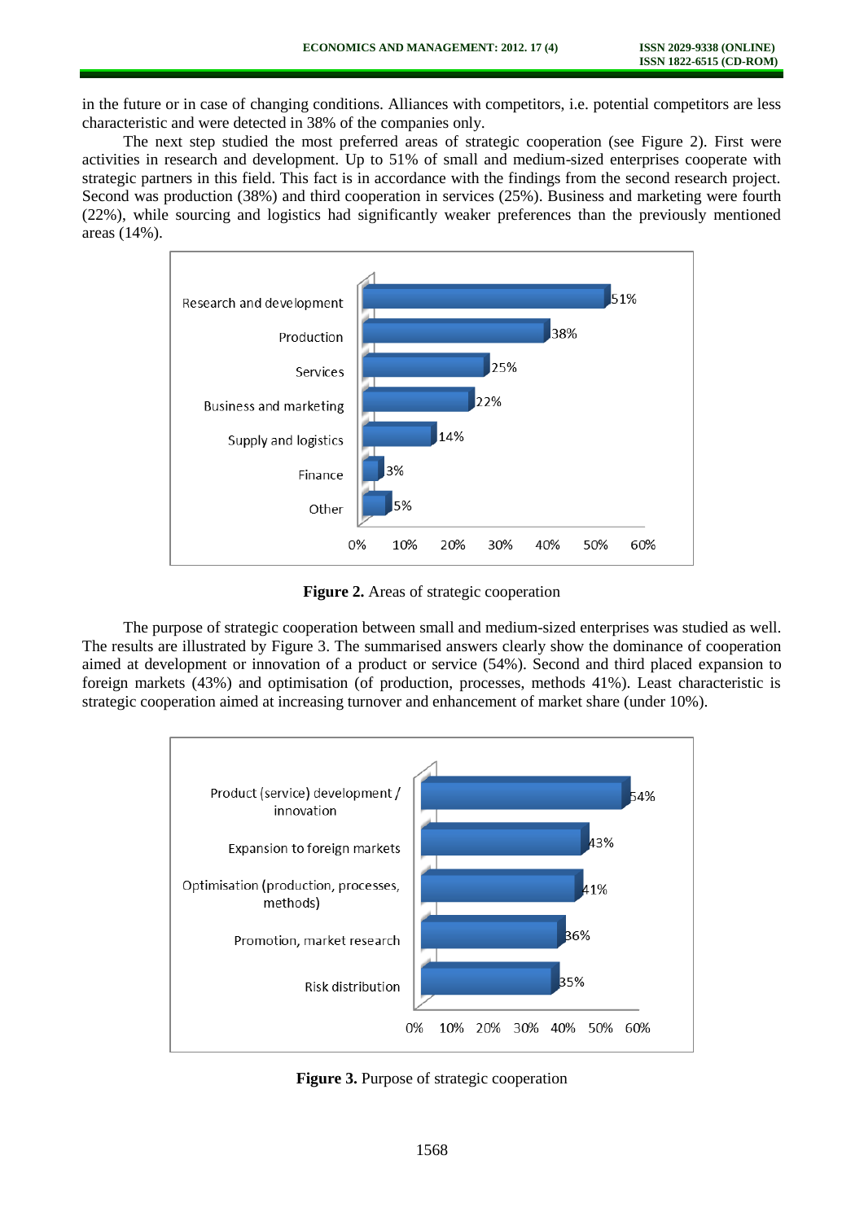in the future or in case of changing conditions. Alliances with competitors, i.e. potential competitors are less characteristic and were detected in 38% of the companies only.

The next step studied the most preferred areas of strategic cooperation (see Figure 2). First were activities in research and development. Up to 51% of small and medium-sized enterprises cooperate with strategic partners in this field. This fact is in accordance with the findings from the second research project. Second was production (38%) and third cooperation in services (25%). Business and marketing were fourth (22%), while sourcing and logistics had significantly weaker preferences than the previously mentioned areas (14%).

**Figure 2.** Areas of strategic cooperation

The purpose of strategic cooperation between small and medium-sized enterprises was studied as well. The results are illustrated by Figure 3. The summarised answers clearly show the dominance of cooperation aimed at development or innovation of a product or service (54%). Second and third placed expansion to foreign markets (43%) and optimisation (of production, processes, methods 41%). Least characteristic is strategic cooperation aimed at increasing turnover and enhancement of market share (under 10%).

**Figure 3.** Purpose of strategic cooperation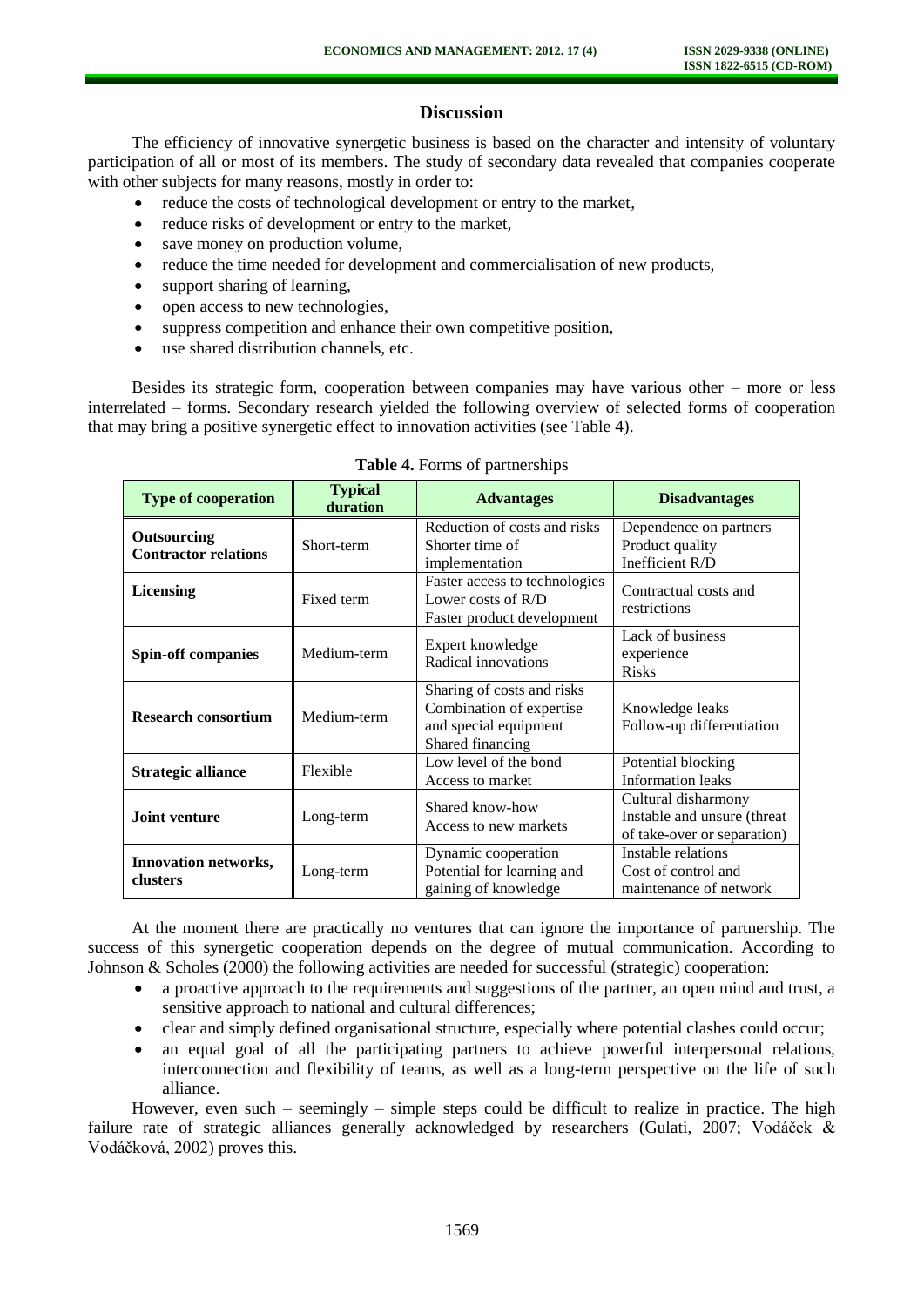## Discussion

The efficiency of innovative synergetic business is based on the character and intensity of voluntary participation of all or most of its members. The study of secondary data revealed that companies cooperate with other subjects for many reasons, mostly in order to:

- reduce the costs of technological development or entry to the market,
- reduce risks of development or entry to the market,
- save money on production volume,
- reduce the time needed for development and commercialisation of new products,
- support sharing of learning,
- open access to new technologies,
- suppress competition and enhance their own competitive position,
- use shared distribution channels, etc.

Besides its strategic form, cooperation between companies may have various other – more or less interrelated – forms. Secondary research yielded the following overview of selected forms of cooperation that may bring a positive synergetic effect to innovation activities (see Table 4).

**Table 4.** Forms of partnerships

| Type of cooperation | Typical duration | Advantages | Disadvantages |
|---|---|---|---|
| **Outsourcing Contractor relations** | Short-term | Reduction of costs and risks<br>Shorter time of implementation | Dependence on partners<br>Product quality<br>Inefficient R/D |
| **Licensing** | Fixed term | Faster access to technologies<br>Lower costs of R/D<br>Faster product development | Contractual costs and restrictions |
| **Spin-off companies** | Medium-term | Expert knowledge<br>Radical innovations | Lack of business experience<br>Risks |
| **Research consortium** | Medium-term | Sharing of costs and risks<br>Combination of expertise and special equipment<br>Shared financing | Knowledge leaks<br>Follow-up differentiation |
| **Strategic alliance** | Flexible | Low level of the bond<br>Access to market | Potential blocking<br>Information leaks |
| **Joint venture** | Long-term | Shared know-how<br>Access to new markets | Cultural disharmony<br>Instable and unsure (threat of take-over or separation) |
| **Innovation networks, clusters** | Long-term | Dynamic cooperation<br>Potential for learning and gaining of knowledge | Instable relations<br>Cost of control and maintenance of network |

At the moment there are practically no ventures that can ignore the importance of partnership. The success of this synergetic cooperation depends on the degree of mutual communication. According to Johnson & Scholes (2000) the following activities are needed for successful (strategic) cooperation:

- a proactive approach to the requirements and suggestions of the partner, an open mind and trust, a sensitive approach to national and cultural differences;
- clear and simply defined organisational structure, especially where potential clashes could occur;
- an equal goal of all the participating partners to achieve powerful interpersonal relations, interconnection and flexibility of teams, as well as a long-term perspective on the life of such alliance.

However, even such – seemingly – simple steps could be difficult to realize in practice. The high failure rate of strategic alliances generally acknowledged by researchers (Gulati, 2007; Vodáček & Vodáčková, 2002) proves this.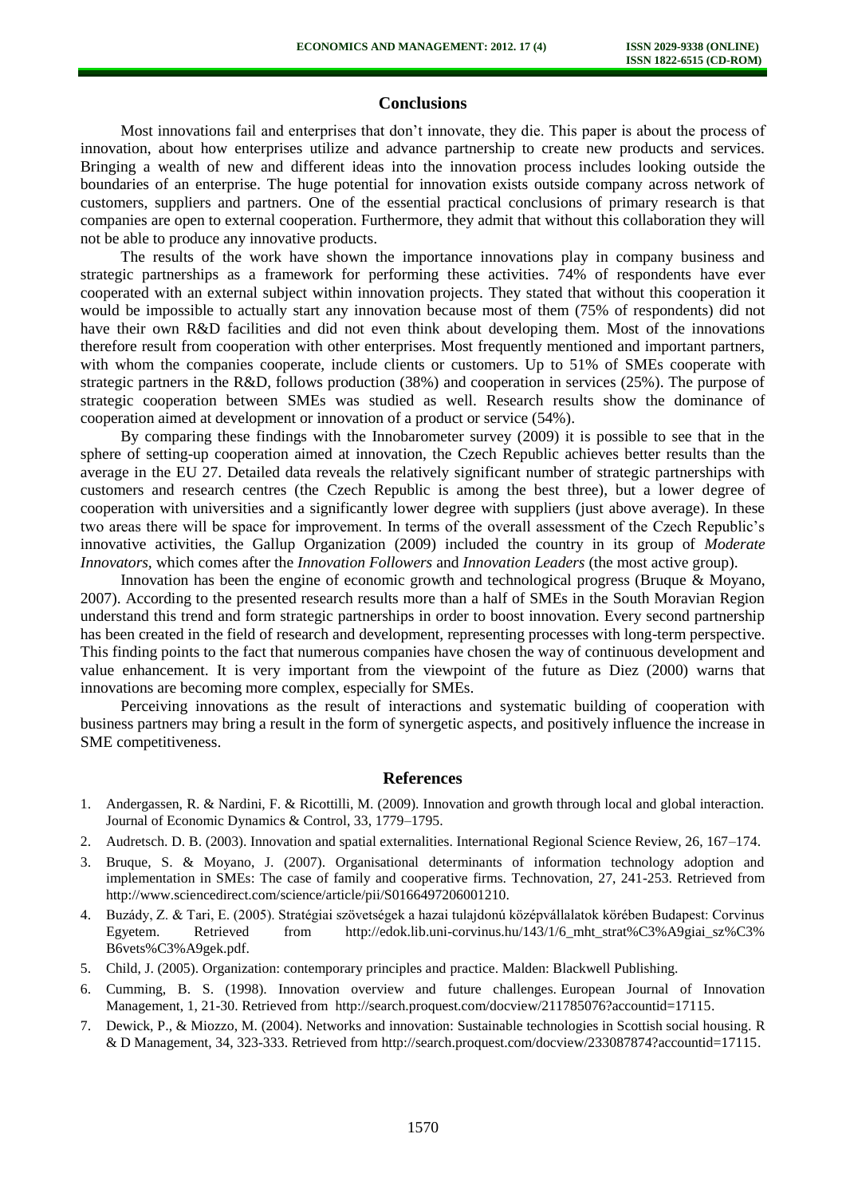## Conclusions

Most innovations fail and enterprises that don't innovate, they die. This paper is about the process of innovation, about how enterprises utilize and advance partnership to create new products and services. Bringing a wealth of new and different ideas into the innovation process includes looking outside the boundaries of an enterprise. The huge potential for innovation exists outside company across network of customers, suppliers and partners. One of the essential practical conclusions of primary research is that companies are open to external cooperation. Furthermore, they admit that without this collaboration they will not be able to produce any innovative products.

The results of the work have shown the importance innovations play in company business and strategic partnerships as a framework for performing these activities. 74% of respondents have ever cooperated with an external subject within innovation projects. They stated that without this cooperation it would be impossible to actually start any innovation because most of them (75% of respondents) did not have their own R&D facilities and did not even think about developing them. Most of the innovations therefore result from cooperation with other enterprises. Most frequently mentioned and important partners, with whom the companies cooperate, include clients or customers. Up to 51% of SMEs cooperate with strategic partners in the R&D, follows production (38%) and cooperation in services (25%). The purpose of strategic cooperation between SMEs was studied as well. Research results show the dominance of cooperation aimed at development or innovation of a product or service (54%).

By comparing these findings with the Innobarometer survey (2009) it is possible to see that in the sphere of setting-up cooperation aimed at innovation, the Czech Republic achieves better results than the average in the EU 27. Detailed data reveals the relatively significant number of strategic partnerships with customers and research centres (the Czech Republic is among the best three), but a lower degree of cooperation with universities and a significantly lower degree with suppliers (just above average). In these two areas there will be space for improvement. In terms of the overall assessment of the Czech Republic's innovative activities, the Gallup Organization (2009) included the country in its group of *Moderate Innovators*, which comes after the *Innovation Followers* and *Innovation Leaders* (the most active group).

Innovation has been the engine of economic growth and technological progress (Bruque & Moyano, 2007). According to the presented research results more than a half of SMEs in the South Moravian Region understand this trend and form strategic partnerships in order to boost innovation. Every second partnership has been created in the field of research and development, representing processes with long-term perspective. This finding points to the fact that numerous companies have chosen the way of continuous development and value enhancement. It is very important from the viewpoint of the future as Diez (2000) warns that innovations are becoming more complex, especially for SMEs.

Perceiving innovations as the result of interactions and systematic building of cooperation with business partners may bring a result in the form of synergetic aspects, and positively influence the increase in SME competitiveness.

## References

1. Andergassen, R. & Nardini, F. & Ricottilli, M. (2009). Innovation and growth through local and global interaction. Journal of Economic Dynamics & Control, 33, 1779–1795.
2. Audretsch. D. B. (2003). Innovation and spatial externalities. International Regional Science Review, 26, 167–174.
3. Bruque, S. & Moyano, J. (2007). Organisational determinants of information technology adoption and implementation in SMEs: The case of family and cooperative firms. Technovation, 27, 241-253. Retrieved from http://www.sciencedirect.com/science/article/pii/S0166497206001210.
4. Buzády, Z. & Tari, E. (2005). Stratégiai szövetségek a hazai tulajdonú középvállalatok körében Budapest: Corvinus Egyetem. Retrieved from http://edok.lib.uni-corvinus.hu/143/1/6_mht_strat%C3%A9giai_sz%C3%B6vets%C3%A9gek.pdf.
5. Child, J. (2005). Organization: contemporary principles and practice. Malden: Blackwell Publishing.
6. Cumming, B. S. (1998). Innovation overview and future challenges. European Journal of Innovation Management, 1, 21-30. Retrieved from http://search.proquest.com/docview/211785076?accountid=17115.
7. Dewick, P., & Miozzo, M. (2004). Networks and innovation: Sustainable technologies in Scottish social housing. R & D Management, 34, 323-333. Retrieved from http://search.proquest.com/docview/233087874?accountid=17115.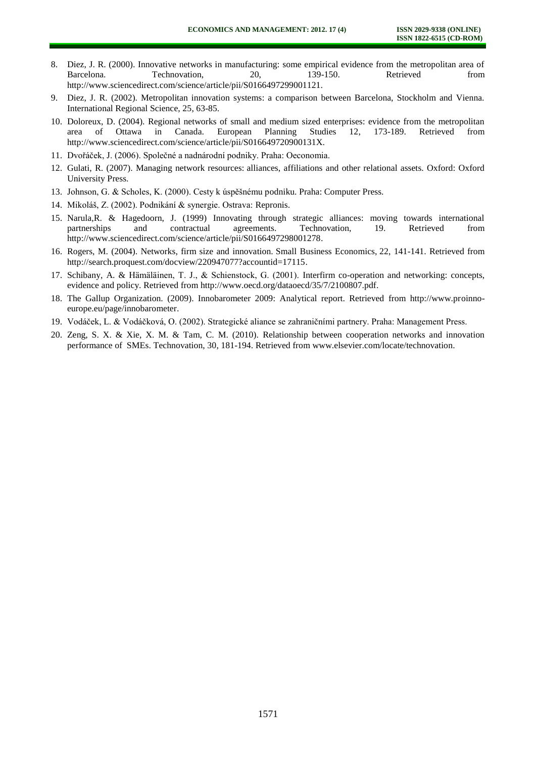8. Diez, J. R. (2000). Innovative networks in manufacturing: some empirical evidence from the metropolitan area of Barcelona. Technovation, 20, 139-150. Retrieved from http://www.sciencedirect.com/science/article/pii/S0166497299001121.
9. Diez, J. R. (2002). Metropolitan innovation systems: a comparison between Barcelona, Stockholm and Vienna. International Regional Science, 25, 63-85.
10. Doloreux, D. (2004). Regional networks of small and medium sized enterprises: evidence from the metropolitan area of Ottawa in Canada. European Planning Studies 12, 173-189. Retrieved from http://www.sciencedirect.com/science/article/pii/S016649720900131X.
11. Dvořáček, J. (2006). Společné a nadnárodní podniky. Praha: Oeconomia.
12. Gulati, R. (2007). Managing network resources: alliances, affiliations and other relational assets. Oxford: Oxford University Press.
13. Johnson, G. & Scholes, K. (2000). Cesty k úspěšnému podniku. Praha: Computer Press.
14. Mikoláš, Z. (2002). Podnikání & synergie. Ostrava: Repronis.
15. Narula,R. & Hagedoorn, J. (1999) Innovating through strategic alliances: moving towards international partnerships and contractual agreements. Technovation, 19. Retrieved from http://www.sciencedirect.com/science/article/pii/S0166497298001278.
16. Rogers, M. (2004). Networks, firm size and innovation. Small Business Economics, 22, 141-141. Retrieved from http://search.proquest.com/docview/220947077?accountid=17115.
17. Schibany, A. & Hämäläinen, T. J., & Schienstock, G. (2001). Interfirm co-operation and networking: concepts, evidence and policy. Retrieved from http://www.oecd.org/dataoecd/35/7/2100807.pdf.
18. The Gallup Organization. (2009). Innobarometer 2009: Analytical report. Retrieved from http://www.proinno-europe.eu/page/innobarometer.
19. Vodáček, L. & Vodáčková, O. (2002). Strategické aliance se zahraničními partnery. Praha: Management Press.
20. Zeng, S. X. & Xie, X. M. & Tam, C. M. (2010). Relationship between cooperation networks and innovation performance of SMEs. Technovation, 30, 181-194. Retrieved from www.elsevier.com/locate/technovation.